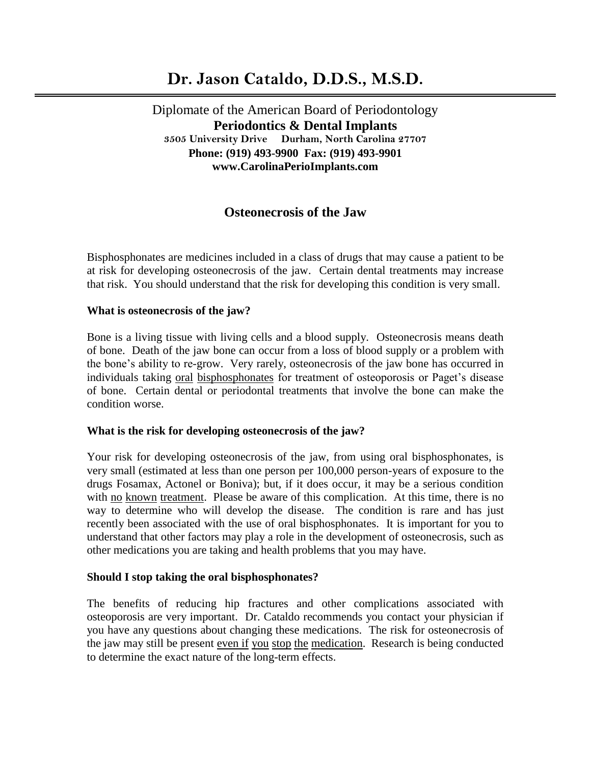# Dr. Jason Cataldo, D.D.S., M.S.D.

Diplomate of the American Board of Periodontology
**Periodontics & Dental Implants**
**3505 University Drive Durham, North Carolina 27707**
**Phone: (919) 493-9900 Fax: (919) 493-9901**
**www.CarolinaPerioImplants.com**

## Osteonecrosis of the Jaw

Bisphosphonates are medicines included in a class of drugs that may cause a patient to be at risk for developing osteonecrosis of the jaw. Certain dental treatments may increase that risk. You should understand that the risk for developing this condition is very small.

### What is osteonecrosis of the jaw?

Bone is a living tissue with living cells and a blood supply. Osteonecrosis means death of bone. Death of the jaw bone can occur from a loss of blood supply or a problem with the bone's ability to re-grow. Very rarely, osteonecrosis of the jaw bone has occurred in individuals taking <u>oral bisphosphonates</u> for treatment of osteoporosis or Paget's disease of bone. Certain dental or periodontal treatments that involve the bone can make the condition worse.

### What is the risk for developing osteonecrosis of the jaw?

Your risk for developing osteonecrosis of the jaw, from using oral bisphosphonates, is very small (estimated at less than one person per 100,000 person-years of exposure to the drugs Fosamax, Actonel or Boniva); but, if it does occur, it may be a serious condition with <u>no known treatment</u>. Please be aware of this complication. At this time, there is no way to determine who will develop the disease. The condition is rare and has just recently been associated with the use of oral bisphosphonates. It is important for you to understand that other factors may play a role in the development of osteonecrosis, such as other medications you are taking and health problems that you may have.

### Should I stop taking the oral bisphosphonates?

The benefits of reducing hip fractures and other complications associated with osteoporosis are very important. Dr. Cataldo recommends you contact your physician if you have any questions about changing these medications. The risk for osteonecrosis of the jaw may still be present <u>even if you stop the medication</u>. Research is being conducted to determine the exact nature of the long-term effects.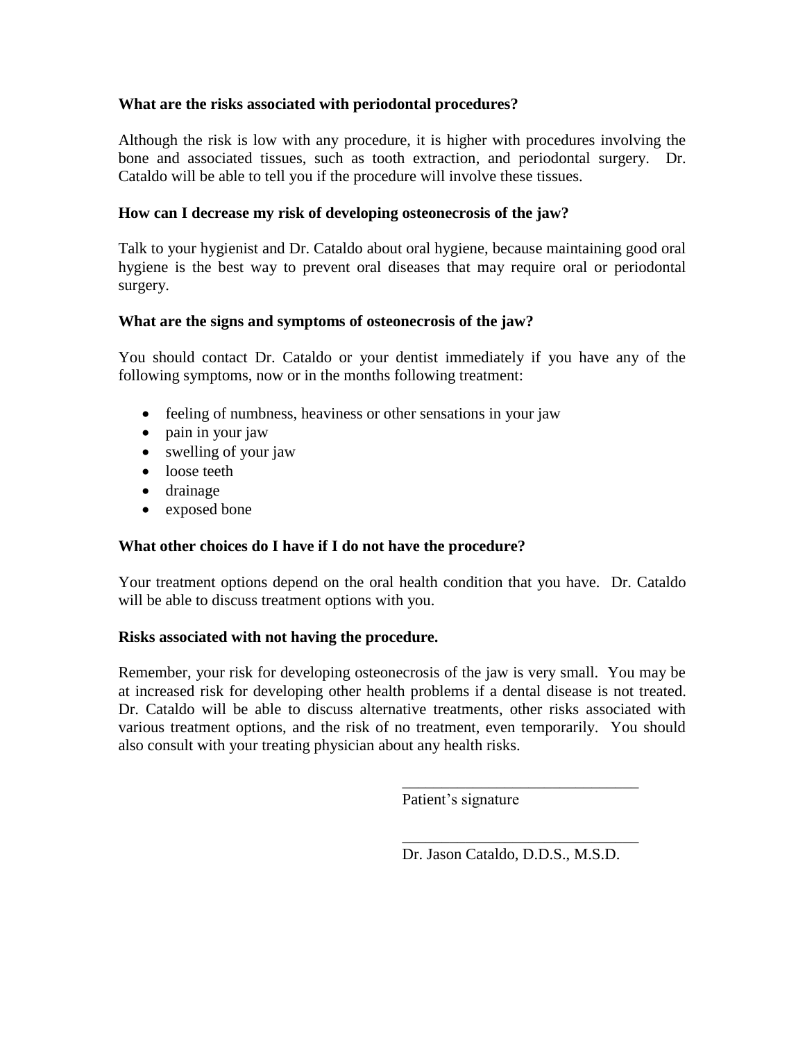**What are the risks associated with periodontal procedures?**

Although the risk is low with any procedure, it is higher with procedures involving the bone and associated tissues, such as tooth extraction, and periodontal surgery. Dr. Cataldo will be able to tell you if the procedure will involve these tissues.

**How can I decrease my risk of developing osteonecrosis of the jaw?**

Talk to your hygienist and Dr. Cataldo about oral hygiene, because maintaining good oral hygiene is the best way to prevent oral diseases that may require oral or periodontal surgery.

**What are the signs and symptoms of osteonecrosis of the jaw?**

You should contact Dr. Cataldo or your dentist immediately if you have any of the following symptoms, now or in the months following treatment:

- feeling of numbness, heaviness or other sensations in your jaw
- pain in your jaw
- swelling of your jaw
- loose teeth
- drainage
- exposed bone

**What other choices do I have if I do not have the procedure?**

Your treatment options depend on the oral health condition that you have. Dr. Cataldo will be able to discuss treatment options with you.

**Risks associated with not having the procedure.**

Remember, your risk for developing osteonecrosis of the jaw is very small. You may be at increased risk for developing other health problems if a dental disease is not treated. Dr. Cataldo will be able to discuss alternative treatments, other risks associated with various treatment options, and the risk of no treatment, even temporarily. You should also consult with your treating physician about any health risks.

______________________________
Patient's signature

______________________________
Dr. Jason Cataldo, D.D.S., M.S.D.